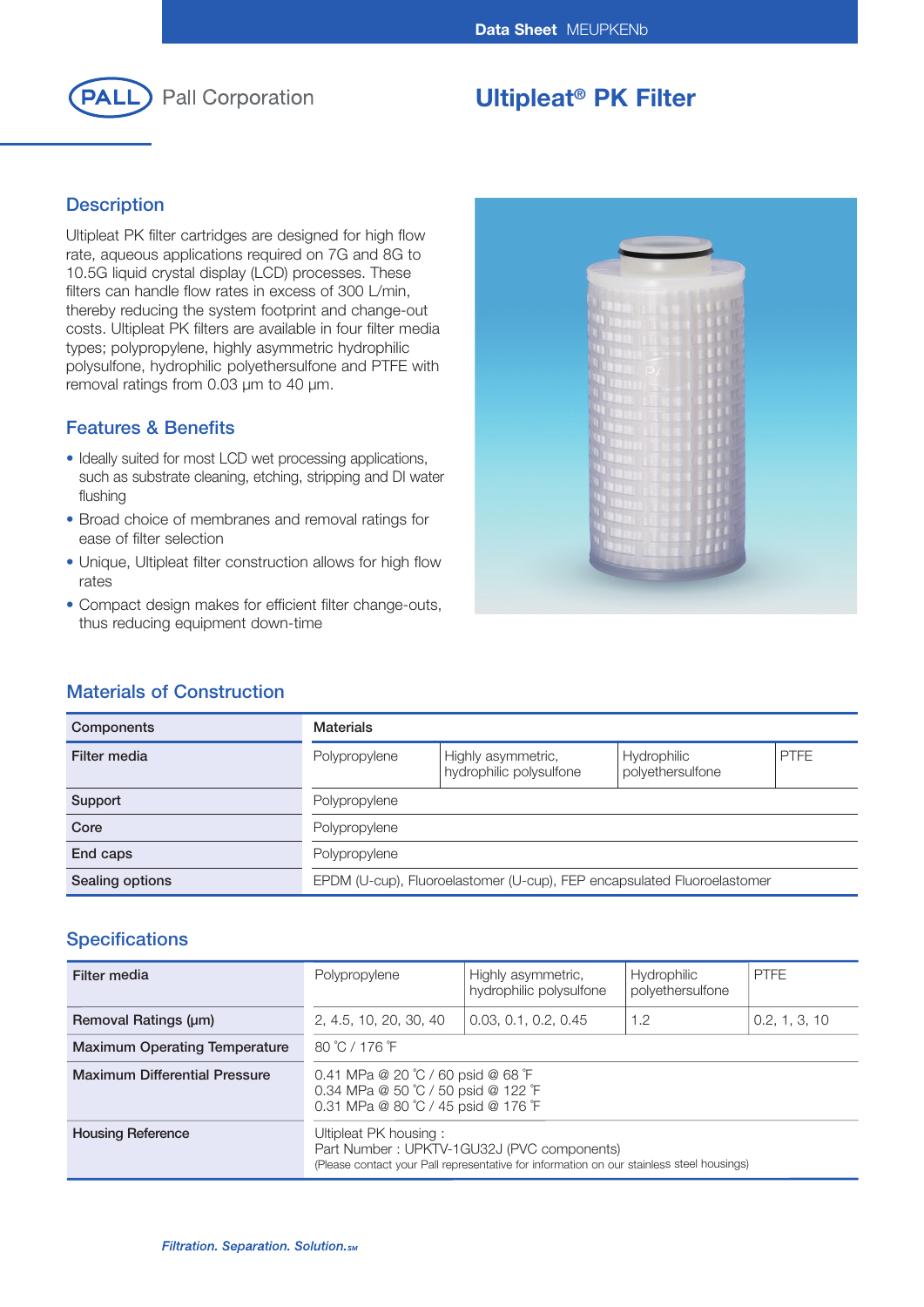Data Sheet MEUPKENb

PALL Pall Corporation

# Ultipleat® PK Filter

## Description

Ultipleat PK filter cartridges are designed for high flow rate, aqueous applications required on 7G and 8G to 10.5G liquid crystal display (LCD) processes. These filters can handle flow rates in excess of 300 L/min, thereby reducing the system footprint and change-out costs. Ultipleat PK filters are available in four filter media types; polypropylene, highly asymmetric hydrophilic polysulfone, hydrophilic polyethersulfone and PTFE with removal ratings from 0.03 µm to 40 µm.

## Features & Benefits

- Ideally suited for most LCD wet processing applications, such as substrate cleaning, etching, stripping and DI water flushing
- Broad choice of membranes and removal ratings for ease of filter selection
- Unique, Ultipleat filter construction allows for high flow rates
- Compact design makes for efficient filter change-outs, thus reducing equipment down-time

## Materials of Construction

| Components | Materials | | | |
|---|---|---|---|---|
| Filter media | Polypropylene | Highly asymmetric, hydrophilic polysulfone | Hydrophilic polyethersulfone | PTFE |
| Support | Polypropylene | | | |
| Core | Polypropylene | | | |
| End caps | Polypropylene | | | |
| Sealing options | EPDM (U-cup), Fluoroelastomer (U-cup), FEP encapsulated Fluoroelastomer | | | |

## Specifications

| Filter media | Polypropylene | Highly asymmetric, hydrophilic polysulfone | Hydrophilic polyethersulfone | PTFE |
|---|---|---|---|---|
| Removal Ratings (µm) | 2, 4.5, 10, 20, 30, 40 | 0.03, 0.1, 0.2, 0.45 | 1.2 | 0.2, 1, 3, 10 |
| Maximum Operating Temperature | 80 ˚C / 176 ˚F | | | |
| Maximum Differential Pressure | 0.41 MPa @ 20 ˚C / 60 psid @ 68 ˚F<br>0.34 MPa @ 50 ˚C / 50 psid @ 122 ˚F<br>0.31 MPa @ 80 ˚C / 45 psid @ 176 ˚F | | | |
| Housing Reference | Ultipleat PK housing :<br>Part Number : UPKTV-1GU32J (PVC components)<br>(Please contact your Pall representative for information on our stainless steel housings) | | | |

*Filtration. Separation. Solution.SM*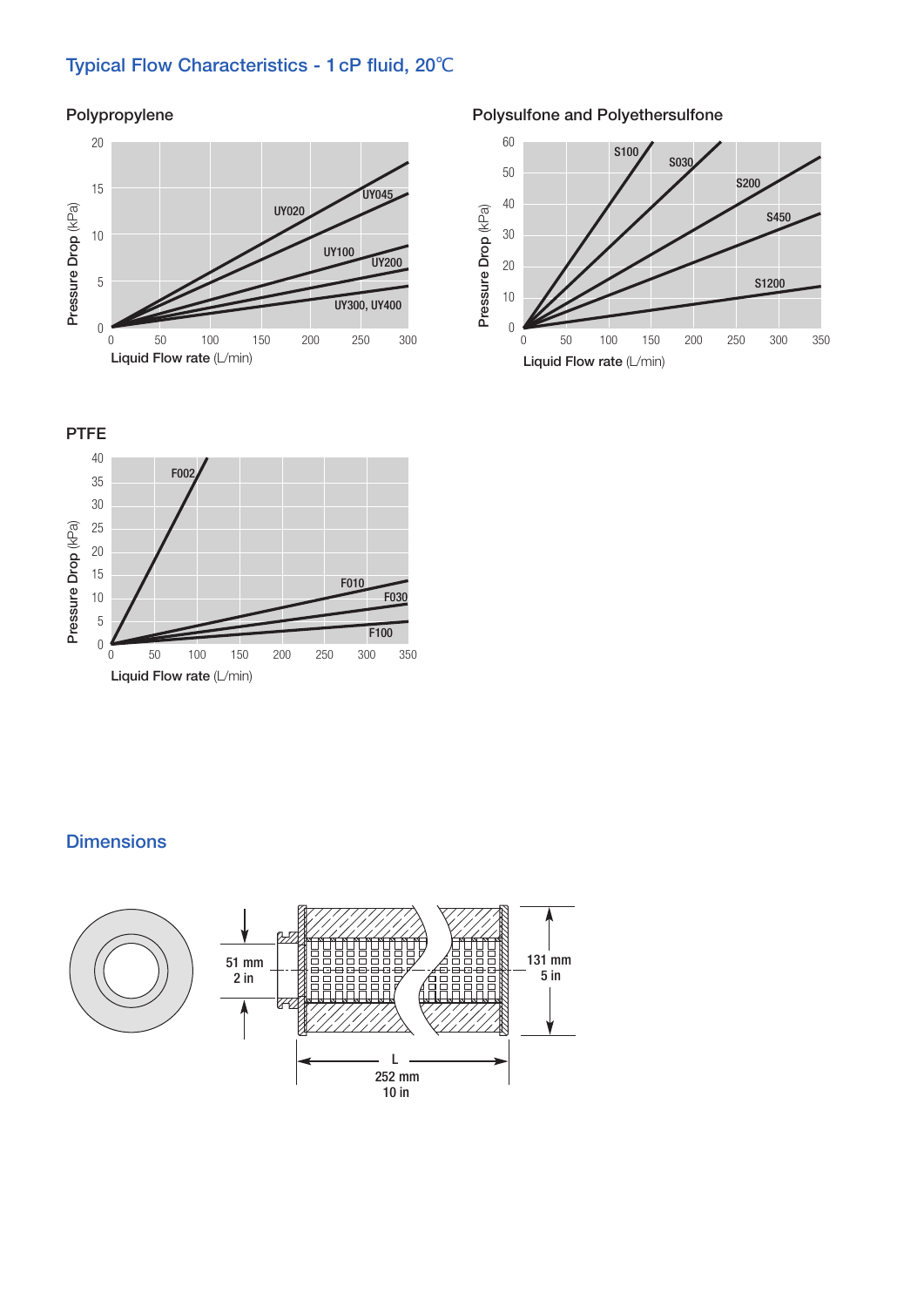## Typical Flow Characteristics - 1 cP fluid, 20℃

### Polypropylene

Pressure Drop (kPa) vs. Liquid Flow rate (L/min)

UY020, UY045, UY100, UY200, UY300, UY400

### Polysulfone and Polyethersulfone

Pressure Drop (kPa) vs. Liquid Flow rate (L/min)

S100, S030, S200, S450, S1200

### PTFE

Pressure Drop (kPa) vs. Liquid Flow rate (L/min)

F002, F010, F030, F100

## Dimensions

51 mm
2 in

131 mm
5 in

L
252 mm
10 in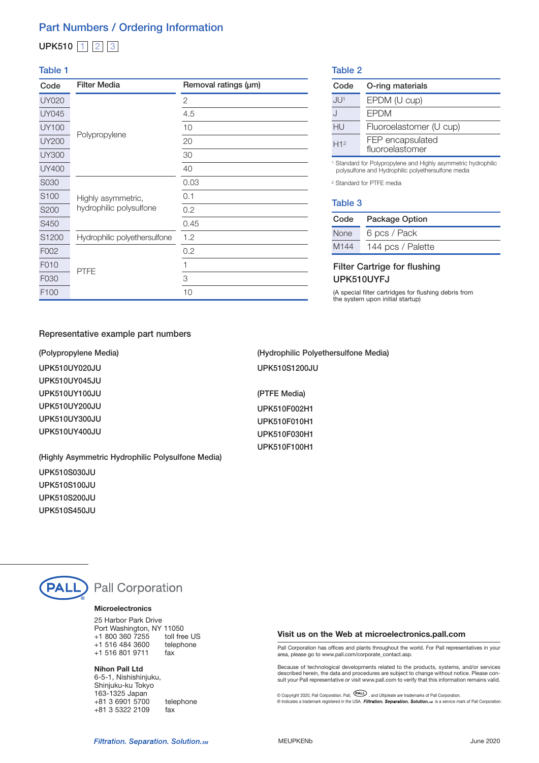## Part Numbers / Ordering Information

**UPK510** [1] [2] [3]

### Table 1

| Code | Filter Media | Removal ratings (μm) |
|---|---|---|
| UY020 | Polypropylene | 2 |
| UY045 | | 4.5 |
| UY100 | | 10 |
| UY200 | | 20 |
| UY300 | | 30 |
| UY400 | | 40 |
| S030 | Highly asymmetric, hydrophilic polysulfone | 0.03 |
| S100 | | 0.1 |
| S200 | | 0.2 |
| S450 | | 0.45 |
| S1200 | Hydrophilic polyethersulfone | 1.2 |
| F002 | PTFE | 0.2 |
| F010 | | 1 |
| F030 | | 3 |
| F100 | | 10 |

### Table 2

| Code | O-ring materials |
|---|---|
| JU[1] | EPDM (U cup) |
| J | EPDM |
| HU | Fluoroelastomer (U cup) |
| H1[2] | FEP encapsulated fluoroelastomer |

[1] Standard for Polypropylene and Highly asymmetric hydrophilic polysulfone and Hydrophilic polyethersulfone media

[2] Standard for PTFE media

### Table 3

| Code | Package Option |
|---|---|
| None | 6 pcs / Pack |
| M144 | 144 pcs / Palette |

**Filter Cartrige for flushing**
**UPK510UYFJ**

(A special filter cartridges for flushing debris from the system upon initial startup)

### Representative example part numbers

(Polypropylene Media)

**UPK510UY020JU**
**UPK510UY045JU**
**UPK510UY100JU**
**UPK510UY200JU**
**UPK510UY300JU**
**UPK510UY400JU**

(Highly Asymmetric Hydrophilic Polysulfone Media)

**UPK510S030JU**
**UPK510S100JU**
**UPK510S200JU**
**UPK510S450JU**

(Hydrophilic Polyethersulfone Media)

**UPK510S1200JU**

(PTFE Media)

**UPK510F002H1**
**UPK510F010H1**
**UPK510F030H1**
**UPK510F100H1**

PALL® Pall Corporation

**Microelectronics**

25 Harbor Park Drive
Port Washington, NY 11050
+1 800 360 7255 toll free US
+1 516 484 3600 telephone
+1 516 801 9711 fax

**Nihon Pall Ltd**
6-5-1, Nishishinjuku,
Shinjuku-ku Tokyo
163-1325 Japan
+81 3 6901 5700 telephone
+81 3 5322 2109 fax

**Visit us on the Web at microelectronics.pall.com**

Pall Corporation has offices and plants throughout the world. For Pall representatives in your area, please go to www.pall.com/corporate_contact.asp.

Because of technological developments related to the products, systems, and/or services described herein, the data and procedures are subject to change without notice. Please consult your Pall representative or visit www.pall.com to verify that this information remains valid.

© Copyright 2020, Pall Corporation. Pall, PALL, and Ultipleate are trademarks of Pall Corporation.
® Indicates a trademark registered in the USA. *Filtration. Separation. Solution.SM* is a service mark of Pall Corporation.

*Filtration. Separation. Solution.SM*

MEUPKENb

June 2020